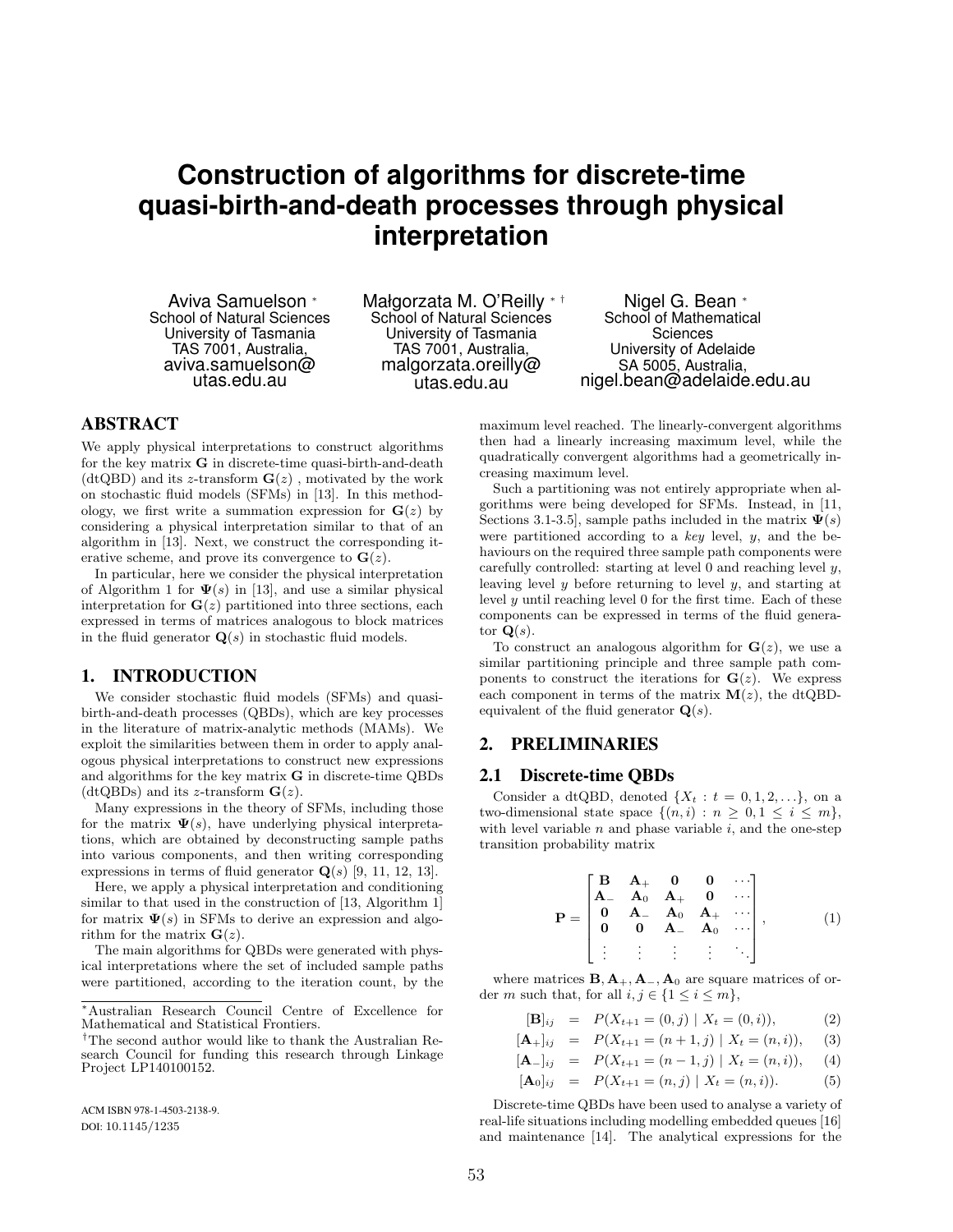# Construction of algorithms for discrete-time quasi-birth-and-death processes through physical interpretation

Aviva Samuelson [*]
School of Natural Sciences
University of Tasmania
TAS 7001, Australia,
aviva.samuelson@utas.edu.au

Małgorzata M. O'Reilly [*] [†]
School of Natural Sciences
University of Tasmania
TAS 7001, Australia,
malgorzata.oreilly@utas.edu.au

Nigel G. Bean [*]
School of Mathematical Sciences
University of Adelaide
SA 5005, Australia,
nigel.bean@adelaide.edu.au

## ABSTRACT

We apply physical interpretations to construct algorithms for the key matrix $\mathbf{G}$ in discrete-time quasi-birth-and-death (dtQBD) and its $z$-transform $\mathbf{G}(z)$ , motivated by the work on stochastic fluid models (SFMs) in [13]. In this methodology, we first write a summation expression for $\mathbf{G}(z)$ by considering a physical interpretation similar to that of an algorithm in [13]. Next, we construct the corresponding iterative scheme, and prove its convergence to $\mathbf{G}(z)$.

In particular, here we consider the physical interpretation of Algorithm 1 for $\mathbf{\Psi}(s)$ in [13], and use a similar physical interpretation for $\mathbf{G}(z)$ partitioned into three sections, each expressed in terms of matrices analogous to block matrices in the fluid generator $\mathbf{Q}(s)$ in stochastic fluid models.

## 1. INTRODUCTION

We consider stochastic fluid models (SFMs) and quasi-birth-and-death processes (QBDs), which are key processes in the literature of matrix-analytic methods (MAMs). We exploit the similarities between them in order to apply analogous physical interpretations to construct new expressions and algorithms for the key matrix $\mathbf{G}$ in discrete-time QBDs (dtQBDs) and its $z$-transform $\mathbf{G}(z)$.

Many expressions in the theory of SFMs, including those for the matrix $\mathbf{\Psi}(s)$, have underlying physical interpretations, which are obtained by deconstructing sample paths into various components, and then writing corresponding expressions in terms of fluid generator $\mathbf{Q}(s)$ [9, 11, 12, 13].

Here, we apply a physical interpretation and conditioning similar to that used in the construction of [13, Algorithm 1] for matrix $\mathbf{\Psi}(s)$ in SFMs to derive an expression and algorithm for the matrix $\mathbf{G}(z)$.

The main algorithms for QBDs were generated with physical interpretations where the set of included sample paths were partitioned, according to the iteration count, by the maximum level reached. The linearly-convergent algorithms then had a linearly increasing maximum level, while the quadratically convergent algorithms had a geometrically increasing maximum level.

Such a partitioning was not entirely appropriate when algorithms were being developed for SFMs. Instead, in [11, Sections 3.1-3.5], sample paths included in the matrix $\mathbf{\Psi}(s)$ were partitioned according to a *key* level, $y$, and the behaviours on the required three sample path components were carefully controlled: starting at level 0 and reaching level $y$, leaving level $y$ before returning to level $y$, and starting at level $y$ until reaching level 0 for the first time. Each of these components can be expressed in terms of the fluid generator $\mathbf{Q}(s)$.

To construct an analogous algorithm for $\mathbf{G}(z)$, we use a similar partitioning principle and three sample path components to construct the iterations for $\mathbf{G}(z)$. We express each component in terms of the matrix $\mathbf{M}(z)$, the dtQBD-equivalent of the fluid generator $\mathbf{Q}(s)$.

## 2. PRELIMINARIES

### 2.1 Discrete-time QBDs

Consider a dtQBD, denoted $\{X_t : t = 0, 1, 2, \ldots\}$, on a two-dimensional state space $\{(n, i) : n \geq 0, 1 \leq i \leq m\}$, with level variable $n$ and phase variable $i$, and the one-step transition probability matrix

$$\mathbf{P} = \begin{bmatrix} \mathbf{B} & \mathbf{A}_+ & \mathbf{0} & \mathbf{0} & \cdots \\ \mathbf{A}_- & \mathbf{A}_0 & \mathbf{A}_+ & \mathbf{0} & \cdots \\ \mathbf{0} & \mathbf{A}_- & \mathbf{A}_0 & \mathbf{A}_+ & \cdots \\ \mathbf{0} & \mathbf{0} & \mathbf{A}_- & \mathbf{A}_0 & \cdots \\ \vdots & \vdots & \vdots & \vdots & \ddots \end{bmatrix}, \quad (1)$$

where matrices $\mathbf{B}, \mathbf{A}_+, \mathbf{A}_-, \mathbf{A}_0$ are square matrices of order $m$ such that, for all $i, j \in \{1 \leq i \leq m\}$,

$$[\mathbf{B}]_{ij} = P(X_{t+1} = (0, j) \mid X_t = (0, i)), \quad (2)$$

$$[\mathbf{A}_+]_{ij} = P(X_{t+1} = (n+1, j) \mid X_t = (n, i)), \quad (3)$$

$$[\mathbf{A}_-]_{ij} = P(X_{t+1} = (n-1, j) \mid X_t = (n, i)), \quad (4)$$

$$[\mathbf{A}_0]_{ij} = P(X_{t+1} = (n, j) \mid X_t = (n, i)). \quad (5)$$

Discrete-time QBDs have been used to analyse a variety of real-life situations including modelling embedded queues [16] and maintenance [14]. The analytical expressions for the

---

[*] Australian Research Council Centre of Excellence for Mathematical and Statistical Frontiers.

[†] The second author would like to thank the Australian Research Council for funding this research through Linkage Project LP140100152.

ACM ISBN 978-1-4503-2138-9.
DOI: 10.1145/1235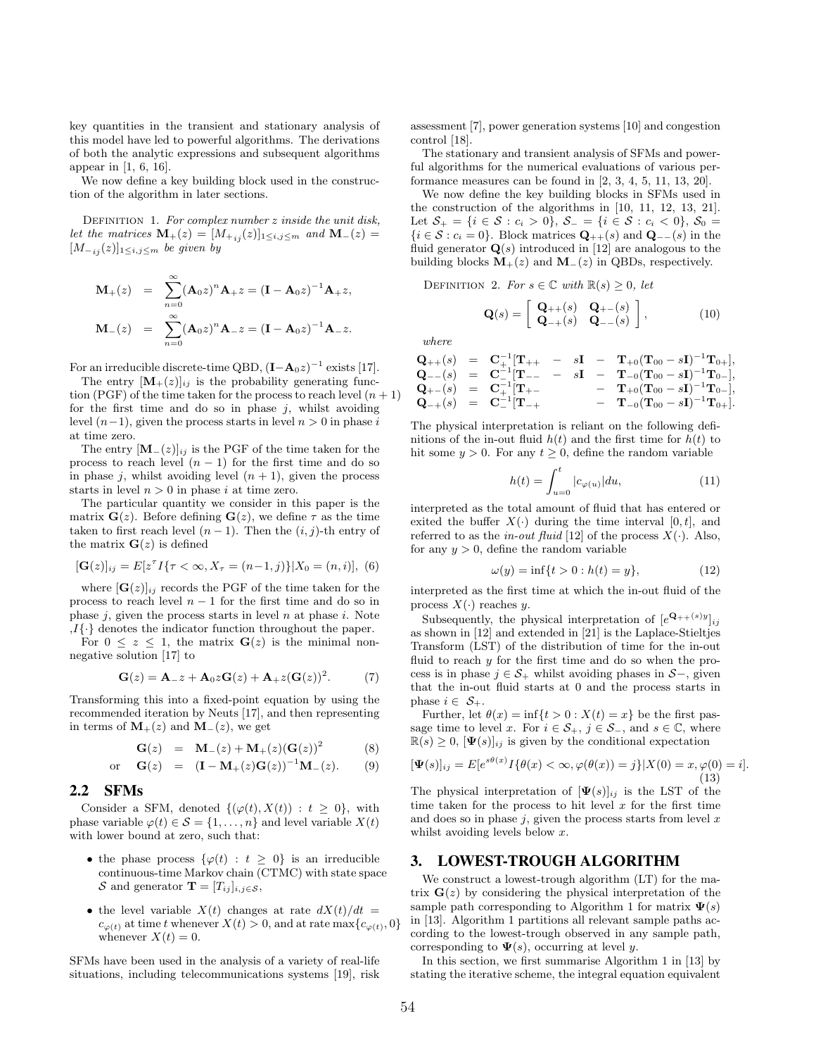key quantities in the transient and stationary analysis of this model have led to powerful algorithms. The derivations of both the analytic expressions and subsequent algorithms appear in [1, 6, 16].

We now define a key building block used in the construction of the algorithm in later sections.

Definition 1. *For complex number $z$ inside the unit disk, let the matrices $\mathbf{M}_+(z) = [M_{+ij}(z)]_{1\le i,j\le m}$ and $\mathbf{M}_-(z) = [M_{-ij}(z)]_{1\le i,j\le m}$ be given by*

$$\mathbf{M}_+(z) = \sum_{n=0}^{\infty}(\mathbf{A}_0 z)^n \mathbf{A}_+ z = (\mathbf{I} - \mathbf{A}_0 z)^{-1}\mathbf{A}_+ z,$$

$$\mathbf{M}_-(z) = \sum_{n=0}^{\infty}(\mathbf{A}_0 z)^n \mathbf{A}_- z = (\mathbf{I} - \mathbf{A}_0 z)^{-1}\mathbf{A}_- z.$$

For an irreducible discrete-time QBD, $(\mathbf{I}-\mathbf{A}_0 z)^{-1}$ exists [17].

The entry $[\mathbf{M}_+(z)]_{ij}$ is the probability generating function (PGF) of the time taken for the process to reach level $(n+1)$ for the first time and do so in phase $j$, whilst avoiding level $(n-1)$, given the process starts in level $n > 0$ in phase $i$ at time zero.

The entry $[\mathbf{M}_-(z)]_{ij}$ is the PGF of the time taken for the process to reach level $(n-1)$ for the first time and do so in phase $j$, whilst avoiding level $(n+1)$, given the process starts in level $n > 0$ in phase $i$ at time zero.

The particular quantity we consider in this paper is the matrix $\mathbf{G}(z)$. Before defining $\mathbf{G}(z)$, we define $\tau$ as the time taken to first reach level $(n-1)$. Then the $(i,j)$-th entry of the matrix $\mathbf{G}(z)$ is defined

$$[\mathbf{G}(z)]_{ij} = E[z^{\tau} I\{\tau < \infty, X_{\tau} = (n-1, j)\} | X_0 = (n, i)], \quad (6)$$

where $[\mathbf{G}(z)]_{ij}$ records the PGF of the time taken for the process to reach level $n-1$ for the first time and do so in phase $j$, given the process starts in level $n$ at phase $i$. Note ,$I\{\cdot\}$ denotes the indicator function throughout the paper.

For $0 \le z \le 1$, the matrix $\mathbf{G}(z)$ is the minimal nonnegative solution [17] to

$$\mathbf{G}(z) = \mathbf{A}_- z + \mathbf{A}_0 z\mathbf{G}(z) + \mathbf{A}_+ z(\mathbf{G}(z))^2. \quad (7)$$

Transforming this into a fixed-point equation by using the recommended iteration by Neuts [17], and then representing in terms of $\mathbf{M}_+(z)$ and $\mathbf{M}_-(z)$, we get

$$\mathbf{G}(z) = \mathbf{M}_-(z) + \mathbf{M}_+(z)(\mathbf{G}(z))^2 \quad (8)$$

$$\text{or} \quad \mathbf{G}(z) = (\mathbf{I} - \mathbf{M}_+(z)\mathbf{G}(z))^{-1}\mathbf{M}_-(z). \quad (9)$$

## 2.2 SFMs

Consider a SFM, denoted $\{(\varphi(t), X(t)) : t \ge 0\}$, with phase variable $\varphi(t) \in \mathcal{S} = \{1, \ldots, n\}$ and level variable $X(t)$ with lower bound at zero, such that:

- the phase process $\{\varphi(t) : t \ge 0\}$ is an irreducible continuous-time Markov chain (CTMC) with state space $\mathcal{S}$ and generator $\mathbf{T} = [T_{ij}]_{i,j\in\mathcal{S}}$,
- the level variable $X(t)$ changes at rate $dX(t)/dt = c_{\varphi(t)}$ at time $t$ whenever $X(t) > 0$, and at rate $\max\{c_{\varphi(t)}, 0\}$ whenever $X(t) = 0$.

SFMs have been used in the analysis of a variety of real-life situations, including telecommunications systems [19], risk assessment [7], power generation systems [10] and congestion control [18].

The stationary and transient analysis of SFMs and powerful algorithms for the numerical evaluations of various performance measures can be found in [2, 3, 4, 5, 11, 13, 20].

We now define the key building blocks in SFMs used in the construction of the algorithms in [10, 11, 12, 13, 21]. Let $\mathcal{S}_+ = \{i \in \mathcal{S} : c_i > 0\}$, $\mathcal{S}_- = \{i \in \mathcal{S} : c_i < 0\}$, $\mathcal{S}_0 = \{i \in \mathcal{S} : c_i = 0\}$. Block matrices $\mathbf{Q}_{++}(s)$ and $\mathbf{Q}_{--}(s)$ in the fluid generator $\mathbf{Q}(s)$ introduced in [12] are analogous to the building blocks $\mathbf{M}_+(z)$ and $\mathbf{M}_-(z)$ in QBDs, respectively.

Definition 2. *For $s \in \mathbb{C}$ with $\mathbb{R}(s) \ge 0$, let*

$$\mathbf{Q}(s) = \begin{bmatrix} \mathbf{Q}_{++}(s) & \mathbf{Q}_{+-}(s) \\ \mathbf{Q}_{-+}(s) & \mathbf{Q}_{--}(s) \end{bmatrix}, \quad (10)$$

*where*

$$\begin{aligned}
\mathbf{Q}_{++}(s) &= \mathbf{C}_+^{-1}[\mathbf{T}_{++} - s\mathbf{I} - \mathbf{T}_{+0}(\mathbf{T}_{00} - s\mathbf{I})^{-1}\mathbf{T}_{0+}],\\
\mathbf{Q}_{--}(s) &= \mathbf{C}_-^{-1}[\mathbf{T}_{--} - s\mathbf{I} - \mathbf{T}_{-0}(\mathbf{T}_{00} - s\mathbf{I})^{-1}\mathbf{T}_{0-}],\\
\mathbf{Q}_{+-}(s) &= \mathbf{C}_+^{-1}[\mathbf{T}_{+-} - \mathbf{T}_{+0}(\mathbf{T}_{00} - s\mathbf{I})^{-1}\mathbf{T}_{0-}],\\
\mathbf{Q}_{-+}(s) &= \mathbf{C}_-^{-1}[\mathbf{T}_{-+} - \mathbf{T}_{-0}(\mathbf{T}_{00} - s\mathbf{I})^{-1}\mathbf{T}_{0+}].
\end{aligned}$$

The physical interpretation is reliant on the following definitions of the in-out fluid $h(t)$ and the first time for $h(t)$ to hit some $y > 0$. For any $t \ge 0$, define the random variable

$$h(t) = \int_{u=0}^{t} |c_{\varphi(u)}| du, \quad (11)$$

interpreted as the total amount of fluid that has entered or exited the buffer $X(\cdot)$ during the time interval $[0, t]$, and referred to as the *in-out fluid* [12] of the process $X(\cdot)$. Also, for any $y > 0$, define the random variable

$$\omega(y) = \inf\{t > 0 : h(t) = y\}, \quad (12)$$

interpreted as the first time at which the in-out fluid of the process $X(\cdot)$ reaches $y$.

Subsequently, the physical interpretation of $[e^{\mathbf{Q}_{++}(s)y}]_{ij}$ as shown in [12] and extended in [21] is the Laplace-Stieltjes Transform (LST) of the distribution of time for the in-out fluid to reach $y$ for the first time and do so when the process is in phase $j \in \mathcal{S}_+$ whilst avoiding phases in $\mathcal{S}-$, given that the in-out fluid starts at 0 and the process starts in phase $i \in \mathcal{S}_+$.

Further, let $\theta(x) = \inf\{t > 0 : X(t) = x\}$ be the first passage time to level $x$. For $i \in \mathcal{S}_+$, $j \in \mathcal{S}_-$, and $s \in \mathbb{C}$, where $\mathbb{R}(s) \ge 0$, $[\mathbf{\Psi}(s)]_{ij}$ is given by the conditional expectation

$$[\mathbf{\Psi}(s)]_{ij} = E[e^{s\theta(x)} I\{\theta(x) < \infty, \varphi(\theta(x)) = j\} | X(0) = x, \varphi(0) = i]. \quad (13)$$

The physical interpretation of $[\mathbf{\Psi}(s)]_{ij}$ is the LST of the time taken for the process to hit level $x$ for the first time and does so in phase $j$, given the process starts from level $x$ whilst avoiding levels below $x$.

# 3. LOWEST-TROUGH ALGORITHM

We construct a lowest-trough algorithm (LT) for the matrix $\mathbf{G}(z)$ by considering the physical interpretation of the sample path corresponding to Algorithm 1 for matrix $\mathbf{\Psi}(s)$ in [13]. Algorithm 1 partitions all relevant sample paths according to the lowest-trough observed in any sample path, corresponding to $\mathbf{\Psi}(s)$, occurring at level $y$.

In this section, we first summarise Algorithm 1 in [13] by stating the iterative scheme, the integral equation equivalent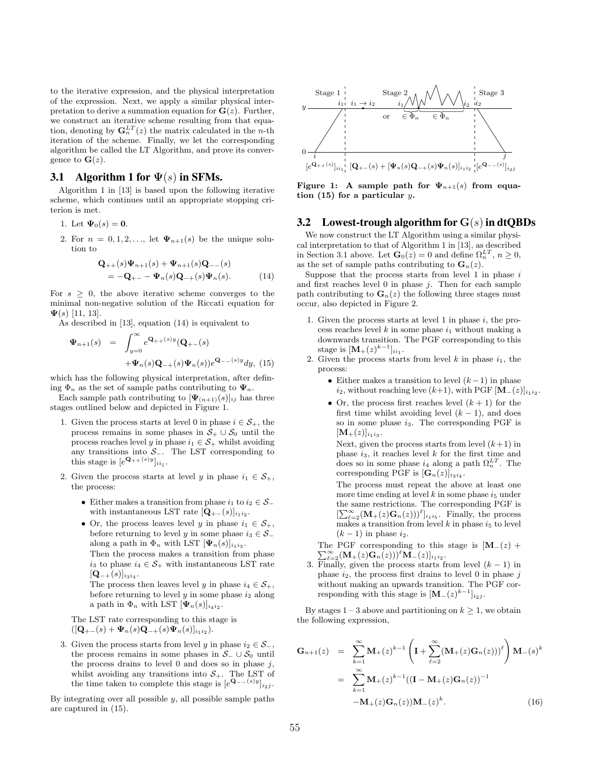to the iterative expression, and the physical interpretation of the expression. Next, we apply a similar physical interpretation to derive a summation equation for $\mathbf{G}(z)$. Further, we construct an iterative scheme resulting from that equation, denoting by $\mathbf{G}_n^{LT}(z)$ the matrix calculated in the $n$-th iteration of the scheme. Finally, we let the corresponding algorithm be called the LT Algorithm, and prove its convergence to $\mathbf{G}(z)$.

## 3.1 Algorithm 1 for $\Psi(s)$ in SFMs.

Algorithm 1 in [13] is based upon the following iterative scheme, which continues until an appropriate stopping criterion is met.

1. Let $\mathbf{\Psi}_0(s) = \mathbf{0}$.
2. For $n = 0, 1, 2, \ldots$, let $\mathbf{\Psi}_{n+1}(s)$ be the unique solution to

$$\mathbf{Q}_{++}(s)\mathbf{\Psi}_{n+1}(s) + \mathbf{\Psi}_{n+1}(s)\mathbf{Q}_{--}(s) = -\mathbf{Q}_{+-} - \mathbf{\Psi}_n(s)\mathbf{Q}_{-+}(s)\mathbf{\Psi}_n(s). \quad (14)$$

For $s \geq 0$, the above iterative scheme converges to the minimal non-negative solution of the Riccati equation for $\mathbf{\Psi}(s)$ [11, 13].

As described in [13], equation (14) is equivalent to

$$\mathbf{\Psi}_{n+1}(s) = \int_{y=0}^{\infty} e^{\mathbf{Q}_{++}(s)y}(\mathbf{Q}_{+-}(s) + \mathbf{\Psi}_n(s)\mathbf{Q}_{-+}(s)\mathbf{\Psi}_n(s))e^{\mathbf{Q}_{--}(s)y}dy, \quad (15)$$

which has the following physical interpretation, after defining $\Phi_n$ as the set of sample paths contributing to $\mathbf{\Psi}_n$.

Each sample path contributing to $[\mathbf{\Psi}_{(n+1)}(s)]_{ij}$ has three stages outlined below and depicted in Figure 1.

1. Given the process starts at level 0 in phase $i \in \mathcal{S}_+$, the process remains in some phases in $\mathcal{S}_+ \cup \mathcal{S}_0$ until the process reaches level $y$ in phase $i_1 \in \mathcal{S}_+$ whilst avoiding any transitions into $\mathcal{S}_-$. The LST corresponding to this stage is $[e^{\mathbf{Q}_{++}(s)y}]_{ii_1}$.
2. Given the process starts at level $y$ in phase $i_1 \in \mathcal{S}_+$, the process:
   - Either makes a transition from phase $i_1$ to $i_2 \in \mathcal{S}_-$ with instantaneous LST rate $[\mathbf{Q}_{+-}(s)]_{i_1 i_2}$.
   - Or, the process leaves level $y$ in phase $i_1 \in \mathcal{S}_+$, before returning to level $y$ in some phase $i_3 \in \mathcal{S}_-$ along a path in $\Phi_n$ with LST $[\mathbf{\Psi}_n(s)]_{i_1 i_3}$.

     Then the process makes a transition from phase $i_3$ to phase $i_4 \in \mathcal{S}_+$ with instantaneous LST rate $[\mathbf{Q}_{-+}(s)]_{i_3 i_4}$.

     The process then leaves level $y$ in phase $i_4 \in \mathcal{S}_+$, before returning to level $y$ in some phase $i_2$ along a path in $\Phi_n$ with LST $[\mathbf{\Psi}_n(s)]_{i_4 i_2}$.

   The LST rate corresponding to this stage is $([\mathbf{Q}_{+-}(s) + \mathbf{\Psi}_n(s)\mathbf{Q}_{-+}(s)\mathbf{\Psi}_n(s)]_{i_1 i_2})$.
3. Given the process starts from level $y$ in phase $i_2 \in \mathcal{S}_-$, the process remains in some phases in $\mathcal{S}_- \cup \mathcal{S}_0$ until the process drains to level 0 and does so in phase $j$, whilst avoiding any transitions into $\mathcal{S}_+$. The LST of the time taken to complete this stage is $[e^{\mathbf{Q}_{--}(s)y}]_{i_2 j}$.

By integrating over all possible $y$, all possible sample paths are captured in (15).

**Figure 1: A sample path for $\mathbf{\Psi}_{n+1}(s)$ from equation (15) for a particular $y$.**

## 3.2 Lowest-trough algorithm for $\mathbf{G}(s)$ in dtQBDs

We now construct the LT Algorithm using a similar physical interpretation to that of Algorithm 1 in [13], as described in Section 3.1 above. Let $\mathbf{G}_0(z) = 0$ and define $\Omega_n^{LT}$, $n \geq 0$, as the set of sample paths contributing to $\mathbf{G}_n(z)$.

Suppose that the process starts from level 1 in phase $i$ and first reaches level 0 in phase $j$. Then for each sample path contributing to $\mathbf{G}_n(z)$ the following three stages must occur, also depicted in Figure 2.

1. Given the process starts at level 1 in phase $i$, the process reaches level $k$ in some phase $i_1$ without making a downwards transition. The PGF corresponding to this stage is $[\mathbf{M}_+(z)^{k-1}]_{ii_1}$.
2. Given the process starts from level $k$ in phase $i_1$, the process:
   - Either makes a transition to level $(k-1)$ in phase $i_2$, without reaching leve $(k+1)$, with PGF $[\mathbf{M}_-(z)]_{i_1 i_2}$.
   - Or, the process first reaches level $(k+1)$ for the first time whilst avoiding level $(k-1)$, and does so in some phase $i_3$. The corresponding PGF is $[\mathbf{M}_+(z)]_{i_1 i_3}$.

     Next, given the process starts from level $(k+1)$ in phase $i_3$, it reaches level $k$ for the first time and does so in some phase $i_4$ along a path $\Omega_n^{LT}$. The corresponding PGF is $[\mathbf{G}_n(z)]_{i_3 i_4}$.

     The process must repeat the above at least one more time ending at level $k$ in some phase $i_5$ under the same restrictions. The corresponding PGF is $[\sum_{\ell=2}^{\infty}(\mathbf{M}_+(z)\mathbf{G}_n(z)))^{\ell}]_{i_1 i_5}$. Finally, the process makes a transition from level $k$ in phase $i_5$ to level $(k-1)$ in phase $i_2$.

   The PGF corresponding to this stage is $[\mathbf{M}_-(z) + \sum_{\ell=2}^{\infty}(\mathbf{M}_+(z)\mathbf{G}_n(z)))^{\ell}\mathbf{M}_-(z)]_{i_1 i_2}$.
3. Finally, given the process starts from level $(k-1)$ in phase $i_2$, the process first drains to level 0 in phase $j$ without making an upwards transition. The PGF corresponding with this stage is $[\mathbf{M}_-(z)^{k-1}]_{i_2 j}$.

By stages 1 – 3 above and partitioning on $k \geq 1$, we obtain the following expression,

$$\begin{aligned}
\mathbf{G}_{n+1}(z) &= \sum_{k=1}^{\infty}\mathbf{M}_+(z)^{k-1}\left(\mathbf{I} + \sum_{\ell=2}^{\infty}(\mathbf{M}_+(z)\mathbf{G}_n(z)))^{\ell}\right)\mathbf{M}_-(s)^k \\
&= \sum_{k=1}^{\infty}\mathbf{M}_+(z)^{k-1}((\mathbf{I} - \mathbf{M}_+(z)\mathbf{G}_n(z))^{-1} \\
&\quad -\mathbf{M}_+(z)\mathbf{G}_n(z))\mathbf{M}_-(z)^k. \quad (16)
\end{aligned}$$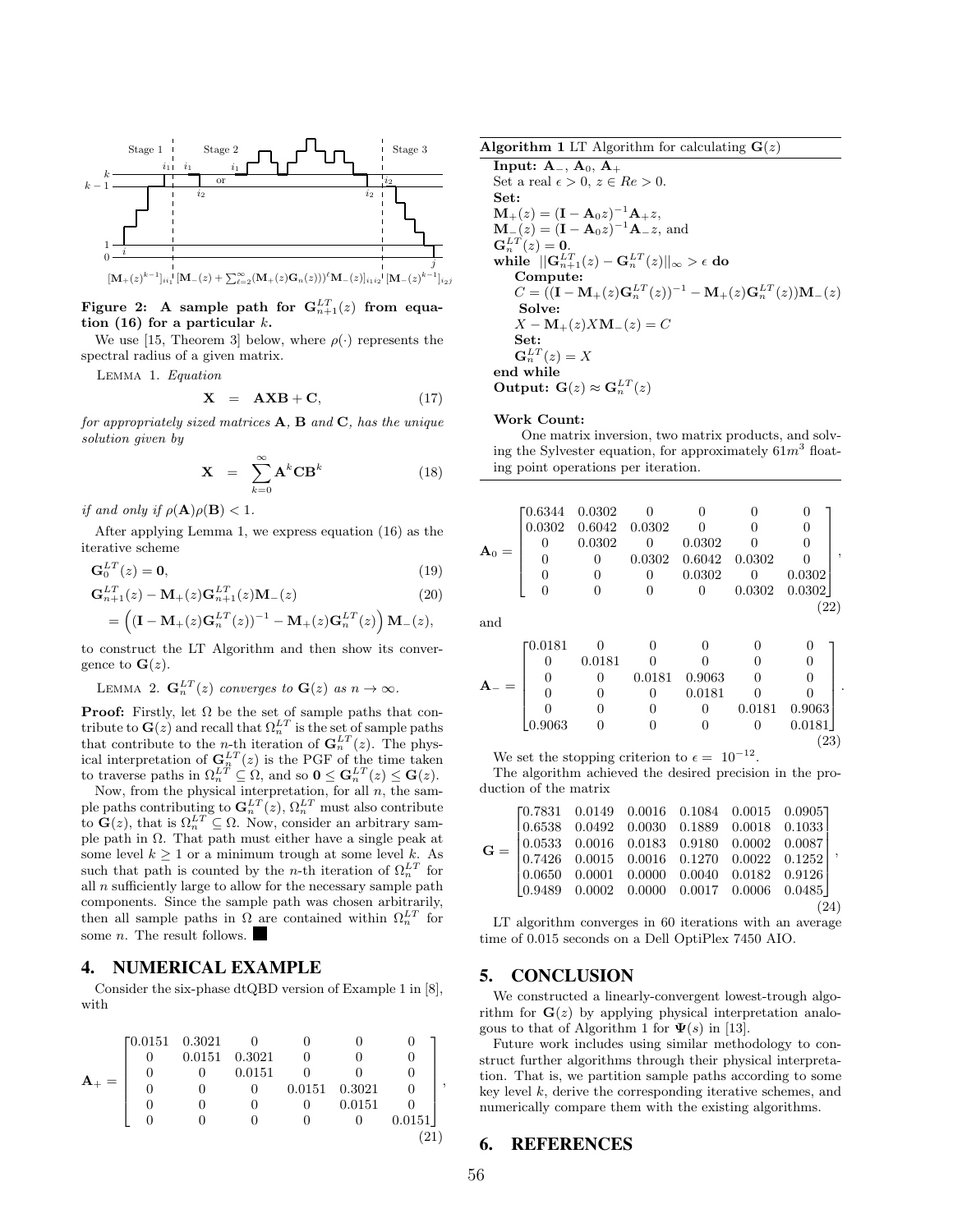Figure 2: A sample path for $\mathbf{G}_{n+1}^{LT}(z)$ from equation (16) for a particular $k$.

We use [15, Theorem 3] below, where $\rho(\cdot)$ represents the spectral radius of a given matrix.

Lemma 1. *Equation*

$$\mathbf{X} = \mathbf{A}\mathbf{X}\mathbf{B} + \mathbf{C}, \tag{17}$$

*for appropriately sized matrices* $\mathbf{A}$*,* $\mathbf{B}$ *and* $\mathbf{C}$*, has the unique solution given by*

$$\mathbf{X} = \sum_{k=0}^{\infty} \mathbf{A}^k \mathbf{C} \mathbf{B}^k \tag{18}$$

*if and only if* $\rho(\mathbf{A})\rho(\mathbf{B}) < 1$.

After applying Lemma 1, we express equation (16) as the iterative scheme

$$\mathbf{G}_0^{LT}(z) = \mathbf{0}, \tag{19}$$

$$\mathbf{G}_{n+1}^{LT}(z) - \mathbf{M}_+(z)\mathbf{G}_{n+1}^{LT}(z)\mathbf{M}_-(z) \tag{20}$$

$$= \left( (\mathbf{I} - \mathbf{M}_+(z)\mathbf{G}_n^{LT}(z))^{-1} - \mathbf{M}_+(z)\mathbf{G}_n^{LT}(z) \right) \mathbf{M}_-(z),$$

to construct the LT Algorithm and then show its convergence to $\mathbf{G}(z)$.

Lemma 2. $\mathbf{G}_n^{LT}(z)$ *converges to* $\mathbf{G}(z)$ *as* $n \to \infty$.

**Proof:** Firstly, let $\Omega$ be the set of sample paths that contribute to $\mathbf{G}(z)$ and recall that $\Omega_n^{LT}$ is the set of sample paths that contribute to the $n$-th iteration of $\mathbf{G}_n^{LT}(z)$. The physical interpretation of $\mathbf{G}_n^{LT}(z)$ is the PGF of the time taken to traverse paths in $\Omega_n^{LT} \subseteq \Omega$, and so $\mathbf{0} \leq \mathbf{G}_n^{LT}(z) \leq \mathbf{G}(z)$.

Now, from the physical interpretation, for all $n$, the sample paths contributing to $\mathbf{G}_n^{LT}(z)$, $\Omega_n^{LT}$ must also contribute to $\mathbf{G}(z)$, that is $\Omega_n^{LT} \subseteq \Omega$. Now, consider an arbitrary sample path in $\Omega$. That path must either have a single peak at some level $k \geq 1$ or a minimum trough at some level $k$. As such that path is counted by the $n$-th iteration of $\Omega_n^{LT}$ for all $n$ sufficiently large to allow for the necessary sample path components. Since the sample path was chosen arbitrarily, then all sample paths in $\Omega$ are contained within $\Omega_n^{LT}$ for some $n$. The result follows. ■

## 4. NUMERICAL EXAMPLE

Consider the six-phase dtQBD version of Example 1 in [8], with

$$\mathbf{A}_+ = \begin{bmatrix} 0.0151 & 0.3021 & 0 & 0 & 0 & 0 \\ 0 & 0.0151 & 0.3021 & 0 & 0 & 0 \\ 0 & 0 & 0.0151 & 0 & 0 & 0 \\ 0 & 0 & 0 & 0.0151 & 0.3021 & 0 \\ 0 & 0 & 0 & 0 & 0.0151 & 0 \\ 0 & 0 & 0 & 0 & 0 & 0.0151 \end{bmatrix}, \tag{21}$$

**Algorithm 1** LT Algorithm for calculating $\mathbf{G}(z)$

**Input:** $\mathbf{A}_-$, $\mathbf{A}_0$, $\mathbf{A}_+$
Set a real $\epsilon > 0$, $z \in Re > 0$.
**Set:**
$\mathbf{M}_+(z) = (\mathbf{I} - \mathbf{A}_0 z)^{-1}\mathbf{A}_+ z$,
$\mathbf{M}_-(z) = (\mathbf{I} - \mathbf{A}_0 z)^{-1}\mathbf{A}_- z$, and
$\mathbf{G}_n^{LT}(z) = \mathbf{0}$.
**while** $||\mathbf{G}_{n+1}^{LT}(z) - \mathbf{G}_n^{LT}(z)||_\infty > \epsilon$ **do**
  **Compute:**
  $C = ((\mathbf{I} - \mathbf{M}_+(z)\mathbf{G}_n^{LT}(z))^{-1} - \mathbf{M}_+(z)\mathbf{G}_n^{LT}(z))\mathbf{M}_-(z)$
  **Solve:**
  $X - \mathbf{M}_+(z)X\mathbf{M}_-(z) = C$
  **Set:**
  $\mathbf{G}_n^{LT}(z) = X$
**end while**
**Output:** $\mathbf{G}(z) \approx \mathbf{G}_n^{LT}(z)$

**Work Count:**
One matrix inversion, two matrix products, and solving the Sylvester equation, for approximately $61m^3$ floating point operations per iteration.

$$\mathbf{A}_0 = \begin{bmatrix} 0.6344 & 0.0302 & 0 & 0 & 0 & 0 \\ 0.0302 & 0.6042 & 0.0302 & 0 & 0 & 0 \\ 0 & 0.0302 & 0 & 0.0302 & 0 & 0 \\ 0 & 0 & 0.0302 & 0.6042 & 0.0302 & 0 \\ 0 & 0 & 0 & 0.0302 & 0 & 0.0302 \\ 0 & 0 & 0 & 0 & 0.0302 & 0.0302 \end{bmatrix}, \tag{22}$$

and

$$\mathbf{A}_- = \begin{bmatrix} 0.0181 & 0 & 0 & 0 & 0 & 0 \\ 0 & 0.0181 & 0 & 0 & 0 & 0 \\ 0 & 0 & 0.0181 & 0.9063 & 0 & 0 \\ 0 & 0 & 0 & 0.0181 & 0 & 0 \\ 0 & 0 & 0 & 0 & 0.0181 & 0.9063 \\ 0.9063 & 0 & 0 & 0 & 0 & 0.0181 \end{bmatrix}. \tag{23}$$

We set the stopping criterion to $\epsilon = 10^{-12}$.

The algorithm achieved the desired precision in the production of the matrix

$$\mathbf{G} = \begin{bmatrix} 0.7831 & 0.0149 & 0.0016 & 0.1084 & 0.0015 & 0.0905 \\ 0.6538 & 0.0492 & 0.0030 & 0.1889 & 0.0018 & 0.1033 \\ 0.0533 & 0.0016 & 0.0183 & 0.9180 & 0.0002 & 0.0087 \\ 0.7426 & 0.0015 & 0.0016 & 0.1270 & 0.0022 & 0.1252 \\ 0.0650 & 0.0001 & 0.0000 & 0.0040 & 0.0182 & 0.9126 \\ 0.9489 & 0.0002 & 0.0000 & 0.0017 & 0.0006 & 0.0485 \end{bmatrix}, \tag{24}$$

LT algorithm converges in 60 iterations with an average time of 0.015 seconds on a Dell OptiPlex 7450 AIO.

## 5. CONCLUSION

We constructed a linearly-convergent lowest-trough algorithm for $\mathbf{G}(z)$ by applying physical interpretation analogous to that of Algorithm 1 for $\mathbf{\Psi}(s)$ in [13].

Future work includes using similar methodology to construct further algorithms through their physical interpretation. That is, we partition sample paths according to some key level $k$, derive the corresponding iterative schemes, and numerically compare them with the existing algorithms.

## 6. REFERENCES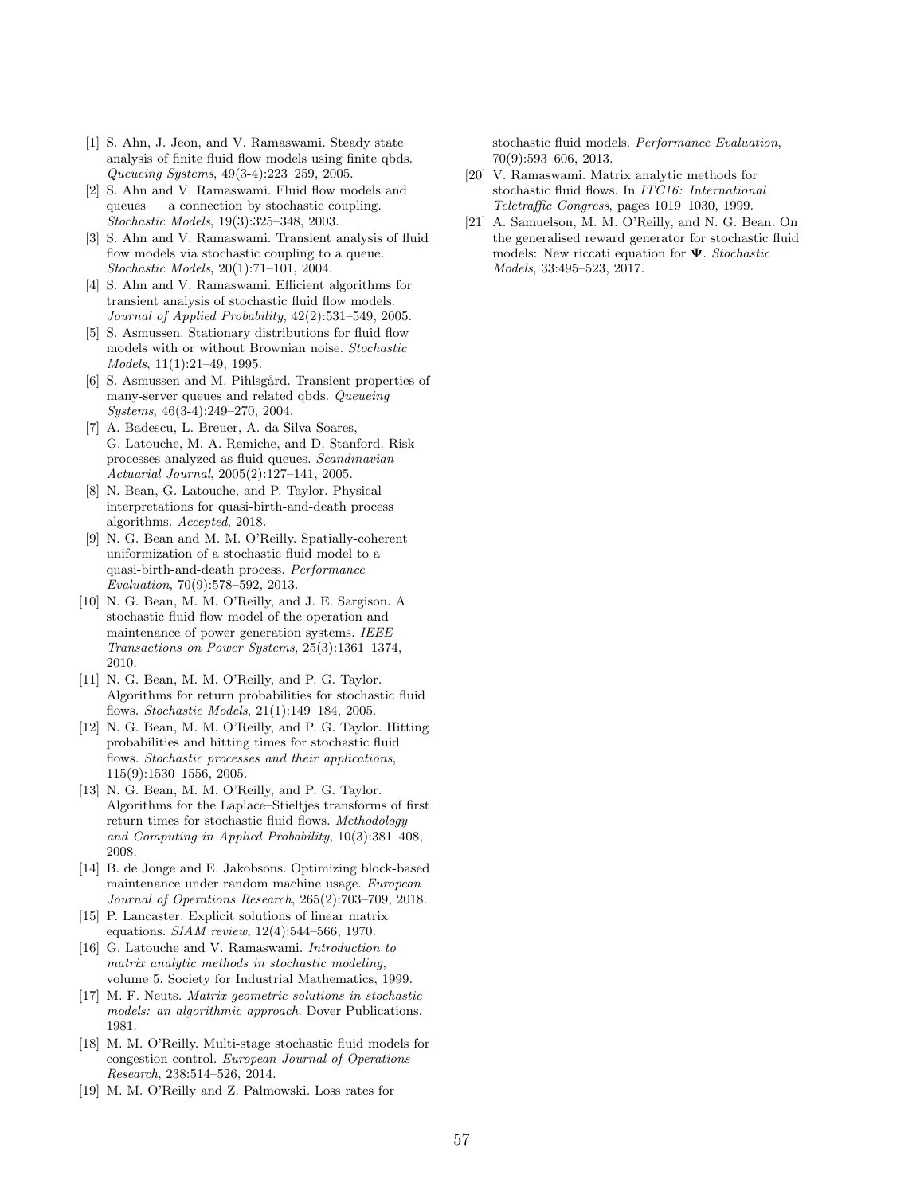[1] S. Ahn, J. Jeon, and V. Ramaswami. Steady state analysis of finite fluid flow models using finite qbds. *Queueing Systems*, 49(3-4):223–259, 2005.

[2] S. Ahn and V. Ramaswami. Fluid flow models and queues — a connection by stochastic coupling. *Stochastic Models*, 19(3):325–348, 2003.

[3] S. Ahn and V. Ramaswami. Transient analysis of fluid flow models via stochastic coupling to a queue. *Stochastic Models*, 20(1):71–101, 2004.

[4] S. Ahn and V. Ramaswami. Efficient algorithms for transient analysis of stochastic fluid flow models. *Journal of Applied Probability*, 42(2):531–549, 2005.

[5] S. Asmussen. Stationary distributions for fluid flow models with or without Brownian noise. *Stochastic Models*, 11(1):21–49, 1995.

[6] S. Asmussen and M. Pihlsgård. Transient properties of many-server queues and related qbds. *Queueing Systems*, 46(3-4):249–270, 2004.

[7] A. Badescu, L. Breuer, A. da Silva Soares, G. Latouche, M. A. Remiche, and D. Stanford. Risk processes analyzed as fluid queues. *Scandinavian Actuarial Journal*, 2005(2):127–141, 2005.

[8] N. Bean, G. Latouche, and P. Taylor. Physical interpretations for quasi-birth-and-death process algorithms. *Accepted*, 2018.

[9] N. G. Bean and M. M. O'Reilly. Spatially-coherent uniformization of a stochastic fluid model to a quasi-birth-and-death process. *Performance Evaluation*, 70(9):578–592, 2013.

[10] N. G. Bean, M. M. O'Reilly, and J. E. Sargison. A stochastic fluid flow model of the operation and maintenance of power generation systems. *IEEE Transactions on Power Systems*, 25(3):1361–1374, 2010.

[11] N. G. Bean, M. M. O'Reilly, and P. G. Taylor. Algorithms for return probabilities for stochastic fluid flows. *Stochastic Models*, 21(1):149–184, 2005.

[12] N. G. Bean, M. M. O'Reilly, and P. G. Taylor. Hitting probabilities and hitting times for stochastic fluid flows. *Stochastic processes and their applications*, 115(9):1530–1556, 2005.

[13] N. G. Bean, M. M. O'Reilly, and P. G. Taylor. Algorithms for the Laplace–Stieltjes transforms of first return times for stochastic fluid flows. *Methodology and Computing in Applied Probability*, 10(3):381–408, 2008.

[14] B. de Jonge and E. Jakobsons. Optimizing block-based maintenance under random machine usage. *European Journal of Operations Research*, 265(2):703–709, 2018.

[15] P. Lancaster. Explicit solutions of linear matrix equations. *SIAM review*, 12(4):544–566, 1970.

[16] G. Latouche and V. Ramaswami. *Introduction to matrix analytic methods in stochastic modeling*, volume 5. Society for Industrial Mathematics, 1999.

[17] M. F. Neuts. *Matrix-geometric solutions in stochastic models: an algorithmic approach*. Dover Publications, 1981.

[18] M. M. O'Reilly. Multi-stage stochastic fluid models for congestion control. *European Journal of Operations Research*, 238:514–526, 2014.

[19] M. M. O'Reilly and Z. Palmowski. Loss rates for stochastic fluid models. *Performance Evaluation*, 70(9):593–606, 2013.

[20] V. Ramaswami. Matrix analytic methods for stochastic fluid flows. In *ITC16: International Teletraffic Congress*, pages 1019–1030, 1999.

[21] A. Samuelson, M. M. O'Reilly, and N. G. Bean. On the generalised reward generator for stochastic fluid models: New riccati equation for $\mathbf{\Psi}$. *Stochastic Models*, 33:495–523, 2017.